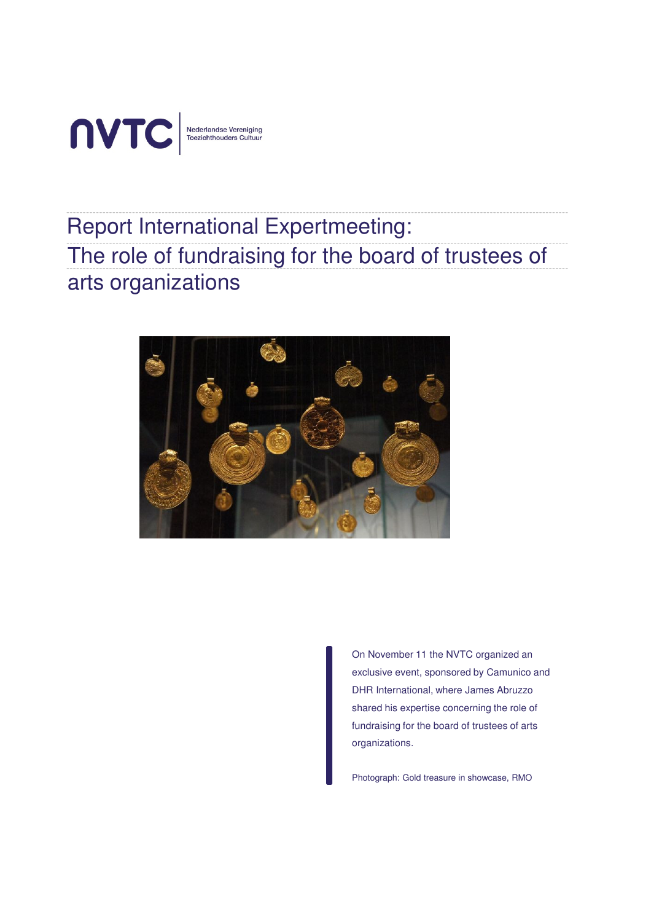NVTC | Nederlandse Vereniging Toezichthouders Cultuur

# Report International Expertmeeting: The role of fundraising for the board of trustees of arts organizations

On November 11 the NVTC organized an exclusive event, sponsored by Camunico and DHR International, where James Abruzzo shared his expertise concerning the role of fundraising for the board of trustees of arts organizations.

Photograph: Gold treasure in showcase, RMO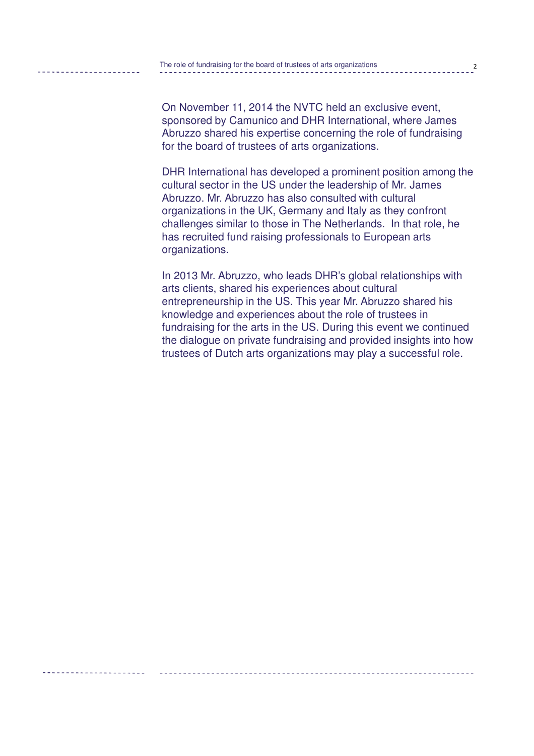On November 11, 2014 the NVTC held an exclusive event, sponsored by Camunico and DHR International, where James Abruzzo shared his expertise concerning the role of fundraising for the board of trustees of arts organizations.

DHR International has developed a prominent position among the cultural sector in the US under the leadership of Mr. James Abruzzo. Mr. Abruzzo has also consulted with cultural organizations in the UK, Germany and Italy as they confront challenges similar to those in The Netherlands. In that role, he has recruited fund raising professionals to European arts organizations.

In 2013 Mr. Abruzzo, who leads DHR's global relationships with arts clients, shared his experiences about cultural entrepreneurship in the US. This year Mr. Abruzzo shared his knowledge and experiences about the role of trustees in fundraising for the arts in the US. During this event we continued the dialogue on private fundraising and provided insights into how trustees of Dutch arts organizations may play a successful role.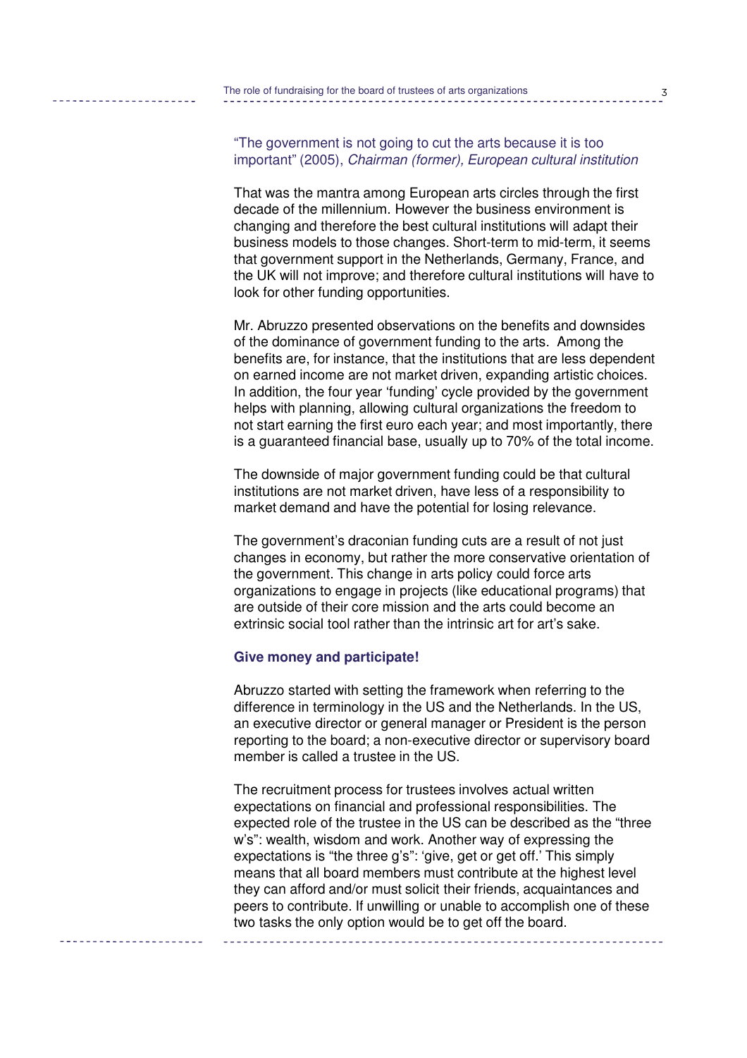"The government is not going to cut the arts because it is too important" (2005), *Chairman (former), European cultural institution*

That was the mantra among European arts circles through the first decade of the millennium. However the business environment is changing and therefore the best cultural institutions will adapt their business models to those changes. Short-term to mid-term, it seems that government support in the Netherlands, Germany, France, and the UK will not improve; and therefore cultural institutions will have to look for other funding opportunities.

Mr. Abruzzo presented observations on the benefits and downsides of the dominance of government funding to the arts. Among the benefits are, for instance, that the institutions that are less dependent on earned income are not market driven, expanding artistic choices. In addition, the four year 'funding' cycle provided by the government helps with planning, allowing cultural organizations the freedom to not start earning the first euro each year; and most importantly, there is a guaranteed financial base, usually up to 70% of the total income.

The downside of major government funding could be that cultural institutions are not market driven, have less of a responsibility to market demand and have the potential for losing relevance.

The government's draconian funding cuts are a result of not just changes in economy, but rather the more conservative orientation of the government. This change in arts policy could force arts organizations to engage in projects (like educational programs) that are outside of their core mission and the arts could become an extrinsic social tool rather than the intrinsic art for art's sake.

**Give money and participate!**

Abruzzo started with setting the framework when referring to the difference in terminology in the US and the Netherlands. In the US, an executive director or general manager or President is the person reporting to the board; a non-executive director or supervisory board member is called a trustee in the US.

The recruitment process for trustees involves actual written expectations on financial and professional responsibilities. The expected role of the trustee in the US can be described as the "three w's": wealth, wisdom and work. Another way of expressing the expectations is "the three g's": 'give, get or get off.' This simply means that all board members must contribute at the highest level they can afford and/or must solicit their friends, acquaintances and peers to contribute. If unwilling or unable to accomplish one of these two tasks the only option would be to get off the board.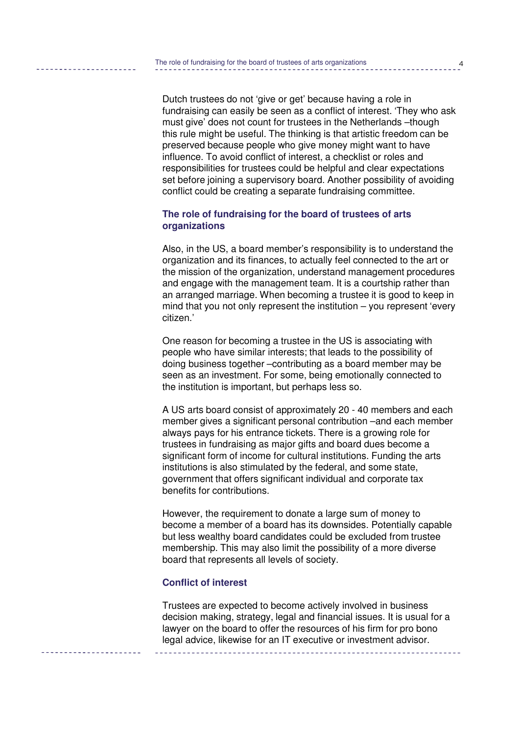Dutch trustees do not 'give or get' because having a role in fundraising can easily be seen as a conflict of interest. 'They who ask must give' does not count for trustees in the Netherlands –though this rule might be useful. The thinking is that artistic freedom can be preserved because people who give money might want to have influence. To avoid conflict of interest, a checklist or roles and responsibilities for trustees could be helpful and clear expectations set before joining a supervisory board. Another possibility of avoiding conflict could be creating a separate fundraising committee.

## The role of fundraising for the board of trustees of arts organizations

Also, in the US, a board member's responsibility is to understand the organization and its finances, to actually feel connected to the art or the mission of the organization, understand management procedures and engage with the management team. It is a courtship rather than an arranged marriage. When becoming a trustee it is good to keep in mind that you not only represent the institution – you represent 'every citizen.'

One reason for becoming a trustee in the US is associating with people who have similar interests; that leads to the possibility of doing business together –contributing as a board member may be seen as an investment. For some, being emotionally connected to the institution is important, but perhaps less so.

A US arts board consist of approximately 20 - 40 members and each member gives a significant personal contribution –and each member always pays for his entrance tickets. There is a growing role for trustees in fundraising as major gifts and board dues become a significant form of income for cultural institutions. Funding the arts institutions is also stimulated by the federal, and some state, government that offers significant individual and corporate tax benefits for contributions.

However, the requirement to donate a large sum of money to become a member of a board has its downsides. Potentially capable but less wealthy board candidates could be excluded from trustee membership. This may also limit the possibility of a more diverse board that represents all levels of society.

## Conflict of interest

Trustees are expected to become actively involved in business decision making, strategy, legal and financial issues. It is usual for a lawyer on the board to offer the resources of his firm for pro bono legal advice, likewise for an IT executive or investment advisor.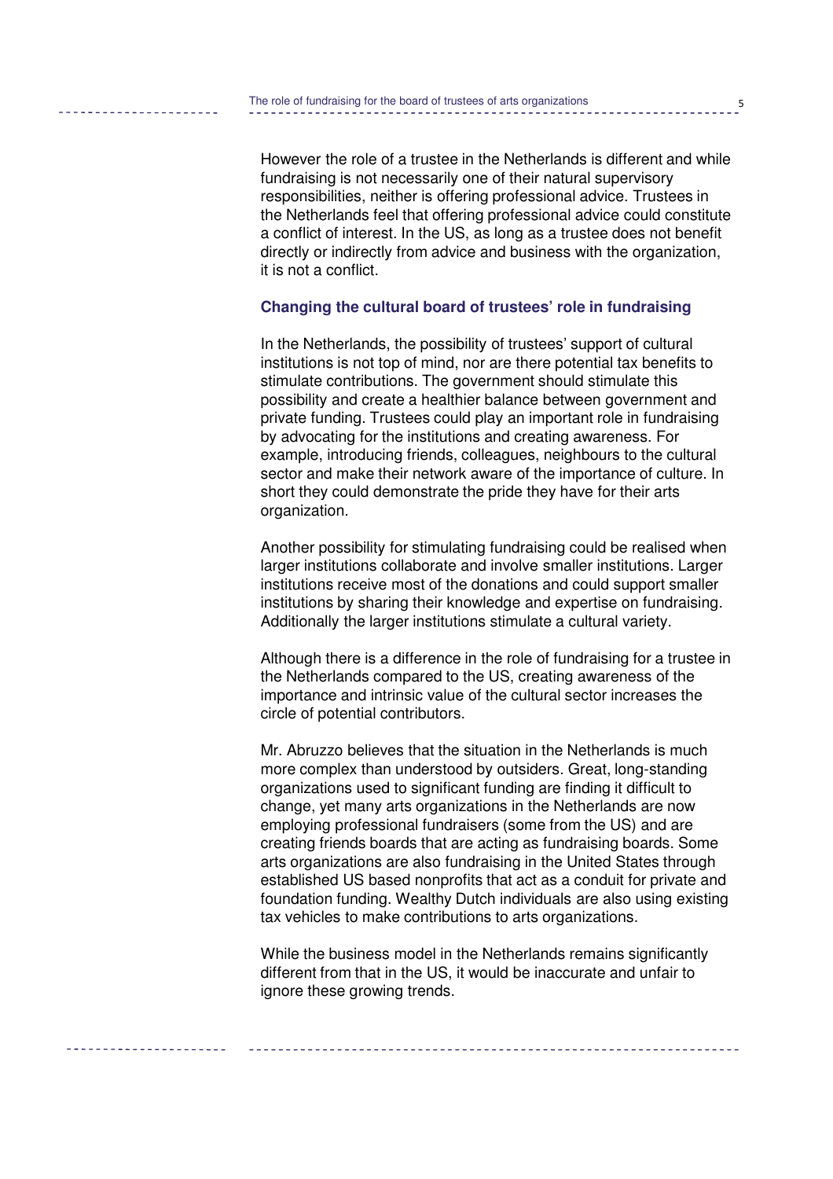However the role of a trustee in the Netherlands is different and while fundraising is not necessarily one of their natural supervisory responsibilities, neither is offering professional advice. Trustees in the Netherlands feel that offering professional advice could constitute a conflict of interest. In the US, as long as a trustee does not benefit directly or indirectly from advice and business with the organization, it is not a conflict.

### Changing the cultural board of trustees' role in fundraising

In the Netherlands, the possibility of trustees' support of cultural institutions is not top of mind, nor are there potential tax benefits to stimulate contributions. The government should stimulate this possibility and create a healthier balance between government and private funding. Trustees could play an important role in fundraising by advocating for the institutions and creating awareness. For example, introducing friends, colleagues, neighbours to the cultural sector and make their network aware of the importance of culture. In short they could demonstrate the pride they have for their arts organization.

Another possibility for stimulating fundraising could be realised when larger institutions collaborate and involve smaller institutions. Larger institutions receive most of the donations and could support smaller institutions by sharing their knowledge and expertise on fundraising. Additionally the larger institutions stimulate a cultural variety.

Although there is a difference in the role of fundraising for a trustee in the Netherlands compared to the US, creating awareness of the importance and intrinsic value of the cultural sector increases the circle of potential contributors.

Mr. Abruzzo believes that the situation in the Netherlands is much more complex than understood by outsiders. Great, long-standing organizations used to significant funding are finding it difficult to change, yet many arts organizations in the Netherlands are now employing professional fundraisers (some from the US) and are creating friends boards that are acting as fundraising boards. Some arts organizations are also fundraising in the United States through established US based nonprofits that act as a conduit for private and foundation funding. Wealthy Dutch individuals are also using existing tax vehicles to make contributions to arts organizations.

While the business model in the Netherlands remains significantly different from that in the US, it would be inaccurate and unfair to ignore these growing trends.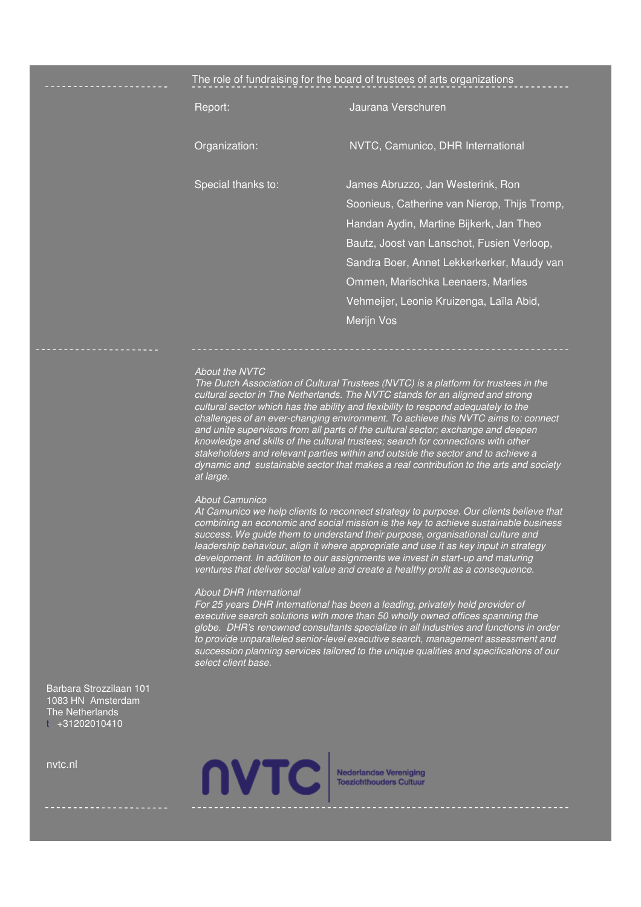The role of fundraising for the board of trustees of arts organizations

| | |
|---|---|
| Report: | Jaurana Verschuren |
| Organization: | NVTC, Camunico, DHR International |
| Special thanks to: | James Abruzzo, Jan Westerink, Ron Soonieus, Catherine van Nierop, Thijs Tromp, Handan Aydin, Martine Bijkerk, Jan Theo Bautz, Joost van Lanschot, Fusien Verloop, Sandra Boer, Annet Lekkerkerker, Maudy van Ommen, Marischka Leenaers, Marlies Vehmeijer, Leonie Kruizenga, Laïla Abid, Merijn Vos |

*About the NVTC*

*The Dutch Association of Cultural Trustees (NVTC) is a platform for trustees in the cultural sector in The Netherlands. The NVTC stands for an aligned and strong cultural sector which has the ability and flexibility to respond adequately to the challenges of an ever-changing environment. To achieve this NVTC aims to: connect and unite supervisors from all parts of the cultural sector; exchange and deepen knowledge and skills of the cultural trustees; search for connections with other stakeholders and relevant parties within and outside the sector and to achieve a dynamic and sustainable sector that makes a real contribution to the arts and society at large.*

*About Camunico*

*At Camunico we help clients to reconnect strategy to purpose. Our clients believe that combining an economic and social mission is the key to achieve sustainable business success. We guide them to understand their purpose, organisational culture and leadership behaviour, align it where appropriate and use it as key input in strategy development. In addition to our assignments we invest in start-up and maturing ventures that deliver social value and create a healthy profit as a consequence.*

*About DHR International*

*For 25 years DHR International has been a leading, privately held provider of executive search solutions with more than 50 wholly owned offices spanning the globe. DHR's renowned consultants specialize in all industries and functions in order to provide unparalleled senior-level executive search, management assessment and succession planning services tailored to the unique qualities and specifications of our select client base.*

Barbara Strozzilaan 101
1083 HN Amsterdam
The Netherlands
t +31202010410

nvtc.nl

NVTC | Nederlandse Vereniging Toezichthouders Cultuur